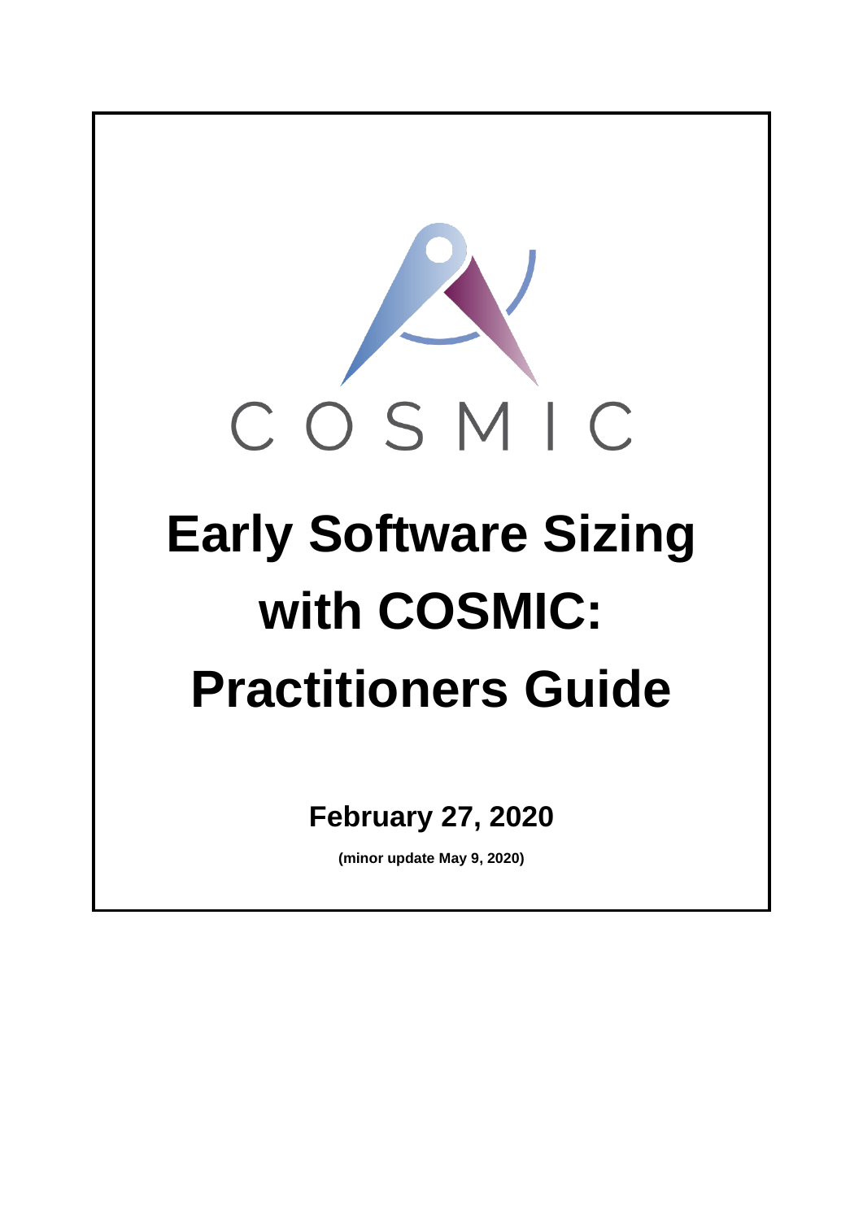COSMIC

# Early Software Sizing with COSMIC: Practitioners Guide

**February 27, 2020**

**(minor update May 9, 2020)**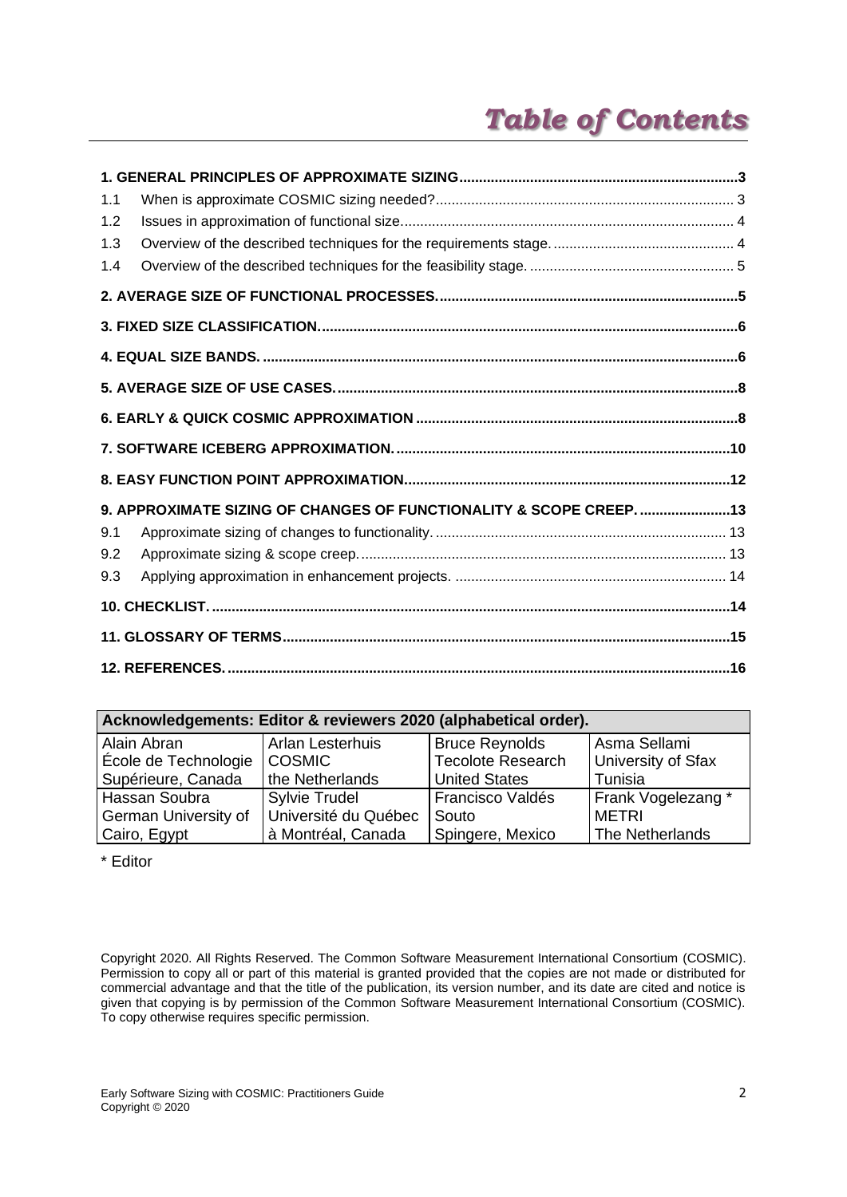# *Table of Contents*

**1. GENERAL PRINCIPLES OF APPROXIMATE SIZING......................................................................3**

1.1 When is approximate COSMIC sizing needed?........................................................................... 3

1.2 Issues in approximation of functional size.................................................................................... 4

1.3 Overview of the described techniques for the requirements stage. ............................................. 4

1.4 Overview of the described techniques for the feasibility stage. ................................................... 5

**2. AVERAGE SIZE OF FUNCTIONAL PROCESSES...........................................................................5**

**3. FIXED SIZE CLASSIFICATION.........................................................................................................6**

**4. EQUAL SIZE BANDS. .......................................................................................................................6**

**5. AVERAGE SIZE OF USE CASES.....................................................................................................8**

**6. EARLY & QUICK COSMIC APPROXIMATION .................................................................................8**

**7. SOFTWARE ICEBERG APPROXIMATION....................................................................................10**

**8. EASY FUNCTION POINT APPROXIMATION.................................................................................12**

**9. APPROXIMATE SIZING OF CHANGES OF FUNCTIONALITY & SCOPE CREEP. .......................13**

9.1 Approximate sizing of changes to functionality. ......................................................................... 13

9.2 Approximate sizing & scope creep............................................................................................. 13

9.3 Applying approximation in enhancement projects. .................................................................... 14

**10. CHECKLIST. ...................................................................................................................................14**

**11. GLOSSARY OF TERMS................................................................................................................15**

**12. REFERENCES. ..............................................................................................................................16**

| **Acknowledgements: Editor & reviewers 2020 (alphabetical order).** | | | |
|---|---|---|---|
| Alain Abran<br>École de Technologie Supérieure, Canada | Arlan Lesterhuis<br>COSMIC<br>the Netherlands | Bruce Reynolds<br>Tecolote Research<br>United States | Asma Sellami<br>University of Sfax<br>Tunisia |
| Hassan Soubra<br>German University of Cairo, Egypt | Sylvie Trudel<br>Université du Québec à Montréal, Canada | Francisco Valdés Souto<br>Spingere, Mexico | Frank Vogelezang *<br>METRI<br>The Netherlands |

\* Editor

Copyright 2020. All Rights Reserved. The Common Software Measurement International Consortium (COSMIC). Permission to copy all or part of this material is granted provided that the copies are not made or distributed for commercial advantage and that the title of the publication, its version number, and its date are cited and notice is given that copying is by permission of the Common Software Measurement International Consortium (COSMIC). To copy otherwise requires specific permission.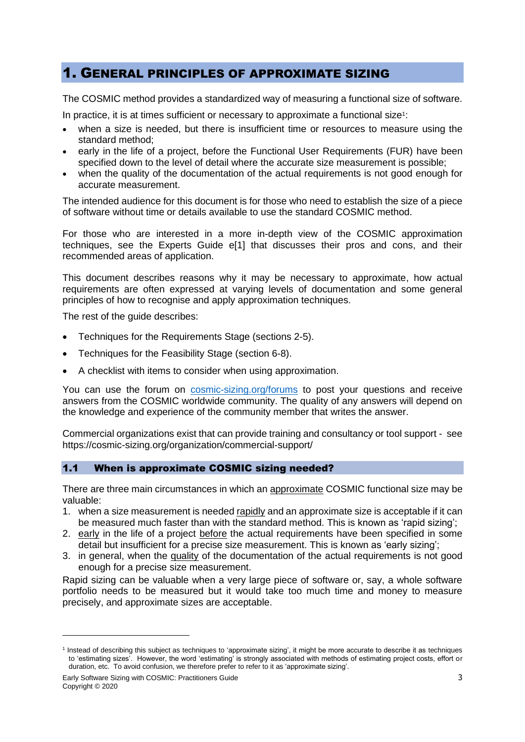# 1. General principles of approximate sizing

The COSMIC method provides a standardized way of measuring a functional size of software.

In practice, it is at times sufficient or necessary to approximate a functional size[1]:

- when a size is needed, but there is insufficient time or resources to measure using the standard method;
- early in the life of a project, before the Functional User Requirements (FUR) have been specified down to the level of detail where the accurate size measurement is possible;
- when the quality of the documentation of the actual requirements is not good enough for accurate measurement.

The intended audience for this document is for those who need to establish the size of a piece of software without time or details available to use the standard COSMIC method.

For those who are interested in a more in-depth view of the COSMIC approximation techniques, see the Experts Guide e[1] that discusses their pros and cons, and their recommended areas of application.

This document describes reasons why it may be necessary to approximate, how actual requirements are often expressed at varying levels of documentation and some general principles of how to recognise and apply approximation techniques.

The rest of the guide describes:

- Techniques for the Requirements Stage (sections 2-5).
- Techniques for the Feasibility Stage (section 6-8).
- A checklist with items to consider when using approximation.

You can use the forum on [cosmic-sizing.org/forums](cosmic-sizing.org/forums) to post your questions and receive answers from the COSMIC worldwide community. The quality of any answers will depend on the knowledge and experience of the community member that writes the answer.

Commercial organizations exist that can provide training and consultancy or tool support - see https://cosmic-sizing.org/organization/commercial-support/

## 1.1 When is approximate COSMIC sizing needed?

There are three main circumstances in which an <u>approximate</u> COSMIC functional size may be valuable:

1. when a size measurement is needed <u>rapidly</u> and an approximate size is acceptable if it can be measured much faster than with the standard method. This is known as 'rapid sizing';
2. <u>early</u> in the life of a project <u>before</u> the actual requirements have been specified in some detail but insufficient for a precise size measurement. This is known as 'early sizing';
3. in general, when the <u>quality</u> of the documentation of the actual requirements is not good enough for a precise size measurement.

Rapid sizing can be valuable when a very large piece of software or, say, a whole software portfolio needs to be measured but it would take too much time and money to measure precisely, and approximate sizes are acceptable.

---

[1] Instead of describing this subject as techniques to 'approximate sizing', it might be more accurate to describe it as techniques to 'estimating sizes'. However, the word 'estimating' is strongly associated with methods of estimating project costs, effort or duration, etc. To avoid confusion, we therefore prefer to refer to it as 'approximate sizing'.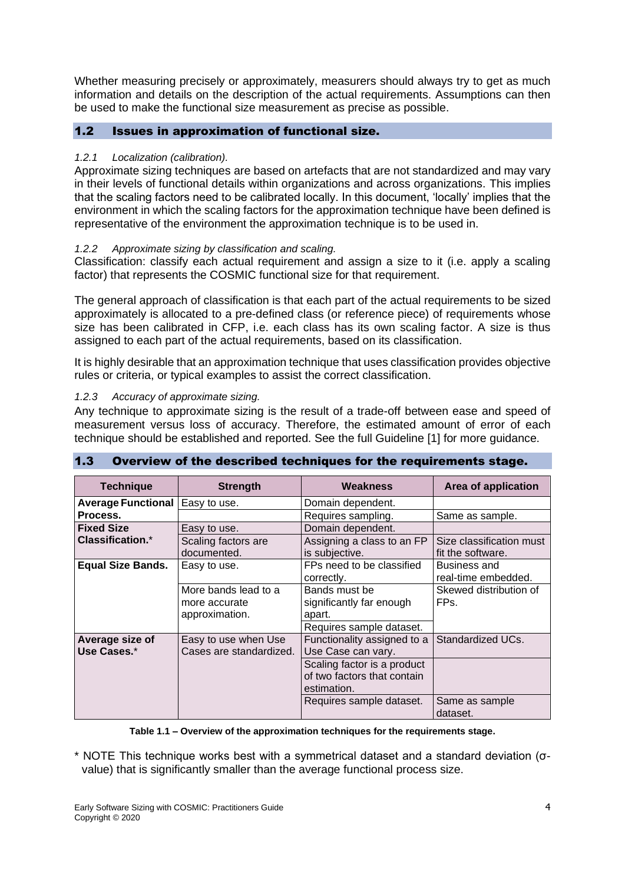Whether measuring precisely or approximately, measurers should always try to get as much information and details on the description of the actual requirements. Assumptions can then be used to make the functional size measurement as precise as possible.

## 1.2 Issues in approximation of functional size.

### *1.2.1 Localization (calibration).*

Approximate sizing techniques are based on artefacts that are not standardized and may vary in their levels of functional details within organizations and across organizations. This implies that the scaling factors need to be calibrated locally. In this document, 'locally' implies that the environment in which the scaling factors for the approximation technique have been defined is representative of the environment the approximation technique is to be used in.

### *1.2.2 Approximate sizing by classification and scaling.*

Classification: classify each actual requirement and assign a size to it (i.e. apply a scaling factor) that represents the COSMIC functional size for that requirement.

The general approach of classification is that each part of the actual requirements to be sized approximately is allocated to a pre-defined class (or reference piece) of requirements whose size has been calibrated in CFP, i.e. each class has its own scaling factor. A size is thus assigned to each part of the actual requirements, based on its classification.

It is highly desirable that an approximation technique that uses classification provides objective rules or criteria, or typical examples to assist the correct classification.

### *1.2.3 Accuracy of approximate sizing.*

Any technique to approximate sizing is the result of a trade-off between ease and speed of measurement versus loss of accuracy. Therefore, the estimated amount of error of each technique should be established and reported. See the full Guideline [1] for more guidance.

## 1.3 Overview of the described techniques for the requirements stage.

| Technique | Strength | Weakness | Area of application |
|---|---|---|---|
| **Average Functional Process.** | Easy to use. | Domain dependent. | |
| | | Requires sampling. | Same as sample. |
| **Fixed Size Classification.*** | Easy to use. | Domain dependent. | |
| | Scaling factors are documented. | Assigning a class to an FP is subjective. | Size classification must fit the software. |
| **Equal Size Bands.** | Easy to use. | FPs need to be classified correctly. | Business and real-time embedded. |
| | More bands lead to a more accurate approximation. | Bands must be significantly far enough apart. | Skewed distribution of FPs. |
| | | Requires sample dataset. | |
| **Average size of Use Cases.*** | Easy to use when Use Cases are standardized. | Functionality assigned to a Use Case can vary. | Standardized UCs. |
| | | Scaling factor is a product of two factors that contain estimation. | |
| | | Requires sample dataset. | Same as sample dataset. |

**Table 1.1 – Overview of the approximation techniques for the requirements stage.**

\* NOTE This technique works best with a symmetrical dataset and a standard deviation (σ-value) that is significantly smaller than the average functional process size.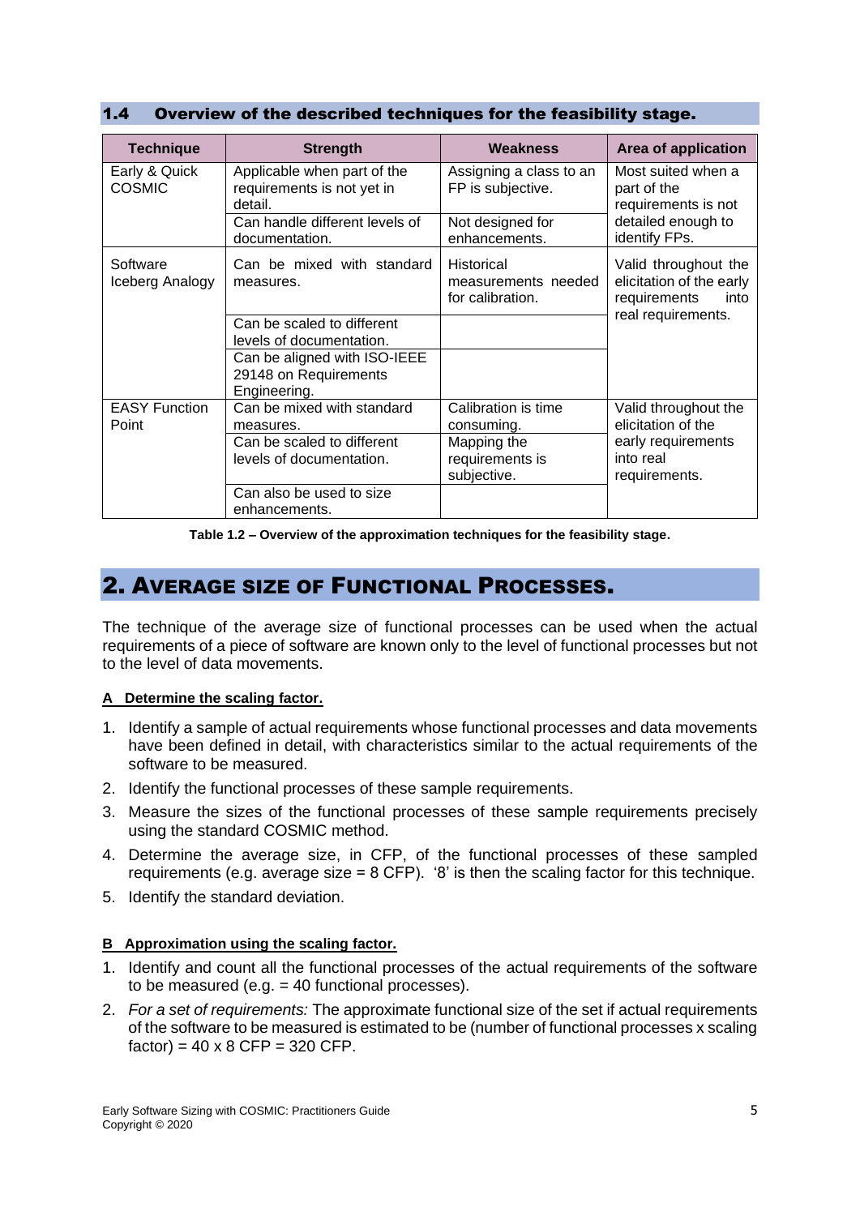### 1.4 Overview of the described techniques for the feasibility stage.

| Technique | Strength | Weakness | Area of application |
|---|---|---|---|
| Early & Quick COSMIC | Applicable when part of the requirements is not yet in detail. | Assigning a class to an FP is subjective. | Most suited when a part of the requirements is not detailed enough to identify FPs. |
| | Can handle different levels of documentation. | Not designed for enhancements. | |
| Software Iceberg Analogy | Can be mixed with standard measures. | Historical measurements needed for calibration. | Valid throughout the elicitation of the early requirements into real requirements. |
| | Can be scaled to different levels of documentation. | | |
| | Can be aligned with ISO-IEEE 29148 on Requirements Engineering. | | |
| EASY Function Point | Can be mixed with standard measures. | Calibration is time consuming. | Valid throughout the elicitation of the early requirements into real requirements. |
| | Can be scaled to different levels of documentation. | Mapping the requirements is subjective. | |
| | Can also be used to size enhancements. | | |

**Table 1.2 – Overview of the approximation techniques for the feasibility stage.**

# 2. Average size of Functional Processes.

The technique of the average size of functional processes can be used when the actual requirements of a piece of software are known only to the level of functional processes but not to the level of data movements.

**A Determine the scaling factor.**

1. Identify a sample of actual requirements whose functional processes and data movements have been defined in detail, with characteristics similar to the actual requirements of the software to be measured.
2. Identify the functional processes of these sample requirements.
3. Measure the sizes of the functional processes of these sample requirements precisely using the standard COSMIC method.
4. Determine the average size, in CFP, of the functional processes of these sampled requirements (e.g. average size = 8 CFP). '8' is then the scaling factor for this technique.
5. Identify the standard deviation.

**B Approximation using the scaling factor.**

1. Identify and count all the functional processes of the actual requirements of the software to be measured (e.g. = 40 functional processes).
2. *For a set of requirements:* The approximate functional size of the set if actual requirements of the software to be measured is estimated to be (number of functional processes x scaling factor) = 40 x 8 CFP = 320 CFP.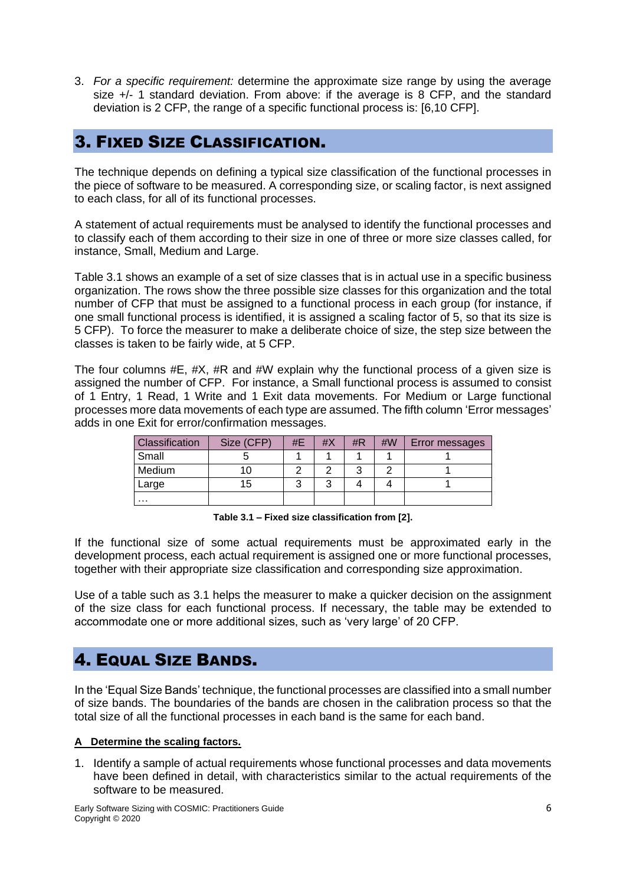3. *For a specific requirement:* determine the approximate size range by using the average size +/- 1 standard deviation. From above: if the average is 8 CFP, and the standard deviation is 2 CFP, the range of a specific functional process is: [6,10 CFP].

# 3. Fixed Size Classification.

The technique depends on defining a typical size classification of the functional processes in the piece of software to be measured. A corresponding size, or scaling factor, is next assigned to each class, for all of its functional processes.

A statement of actual requirements must be analysed to identify the functional processes and to classify each of them according to their size in one of three or more size classes called, for instance, Small, Medium and Large.

Table 3.1 shows an example of a set of size classes that is in actual use in a specific business organization. The rows show the three possible size classes for this organization and the total number of CFP that must be assigned to a functional process in each group (for instance, if one small functional process is identified, it is assigned a scaling factor of 5, so that its size is 5 CFP). To force the measurer to make a deliberate choice of size, the step size between the classes is taken to be fairly wide, at 5 CFP.

The four columns #E, #X, #R and #W explain why the functional process of a given size is assigned the number of CFP. For instance, a Small functional process is assumed to consist of 1 Entry, 1 Read, 1 Write and 1 Exit data movements. For Medium or Large functional processes more data movements of each type are assumed. The fifth column 'Error messages' adds in one Exit for error/confirmation messages.

| Classification | Size (CFP) | #E | #X | #R | #W | Error messages |
|---|---|---|---|---|---|---|
| Small | 5 | 1 | 1 | 1 | 1 | 1 |
| Medium | 10 | 2 | 2 | 3 | 2 | 1 |
| Large | 15 | 3 | 3 | 4 | 4 | 1 |
| … | | | | | | |

**Table 3.1 – Fixed size classification from [2].**

If the functional size of some actual requirements must be approximated early in the development process, each actual requirement is assigned one or more functional processes, together with their appropriate size classification and corresponding size approximation.

Use of a table such as 3.1 helps the measurer to make a quicker decision on the assignment of the size class for each functional process. If necessary, the table may be extended to accommodate one or more additional sizes, such as 'very large' of 20 CFP.

# 4. Equal Size Bands.

In the 'Equal Size Bands' technique, the functional processes are classified into a small number of size bands. The boundaries of the bands are chosen in the calibration process so that the total size of all the functional processes in each band is the same for each band.

**A Determine the scaling factors.**

1. Identify a sample of actual requirements whose functional processes and data movements have been defined in detail, with characteristics similar to the actual requirements of the software to be measured.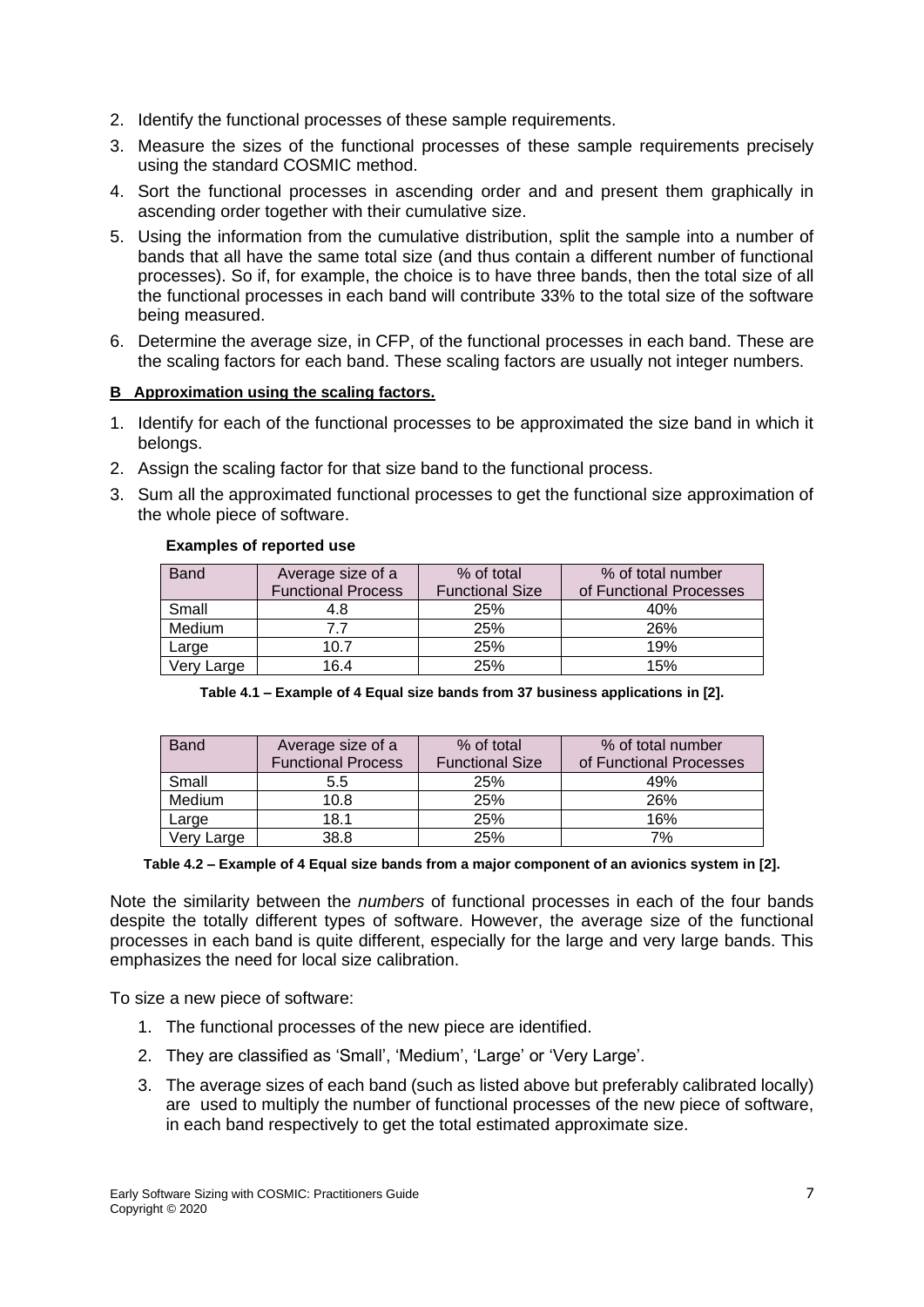2. Identify the functional processes of these sample requirements.
3. Measure the sizes of the functional processes of these sample requirements precisely using the standard COSMIC method.
4. Sort the functional processes in ascending order and and present them graphically in ascending order together with their cumulative size.
5. Using the information from the cumulative distribution, split the sample into a number of bands that all have the same total size (and thus contain a different number of functional processes). So if, for example, the choice is to have three bands, then the total size of all the functional processes in each band will contribute 33% to the total size of the software being measured.
6. Determine the average size, in CFP, of the functional processes in each band. These are the scaling factors for each band. These scaling factors are usually not integer numbers.

**B Approximation using the scaling factors.**

1. Identify for each of the functional processes to be approximated the size band in which it belongs.
2. Assign the scaling factor for that size band to the functional process.
3. Sum all the approximated functional processes to get the functional size approximation of the whole piece of software.

**Examples of reported use**

| Band | Average size of a Functional Process | % of total Functional Size | % of total number of Functional Processes |
|---|---|---|---|
| Small | 4.8 | 25% | 40% |
| Medium | 7.7 | 25% | 26% |
| Large | 10.7 | 25% | 19% |
| Very Large | 16.4 | 25% | 15% |

**Table 4.1 – Example of 4 Equal size bands from 37 business applications in [2].**

| Band | Average size of a Functional Process | % of total Functional Size | % of total number of Functional Processes |
|---|---|---|---|
| Small | 5.5 | 25% | 49% |
| Medium | 10.8 | 25% | 26% |
| Large | 18.1 | 25% | 16% |
| Very Large | 38.8 | 25% | 7% |

**Table 4.2 – Example of 4 Equal size bands from a major component of an avionics system in [2].**

Note the similarity between the *numbers* of functional processes in each of the four bands despite the totally different types of software. However, the average size of the functional processes in each band is quite different, especially for the large and very large bands. This emphasizes the need for local size calibration.

To size a new piece of software:

1. The functional processes of the new piece are identified.
2. They are classified as 'Small', 'Medium', 'Large' or 'Very Large'.
3. The average sizes of each band (such as listed above but preferably calibrated locally) are used to multiply the number of functional processes of the new piece of software, in each band respectively to get the total estimated approximate size.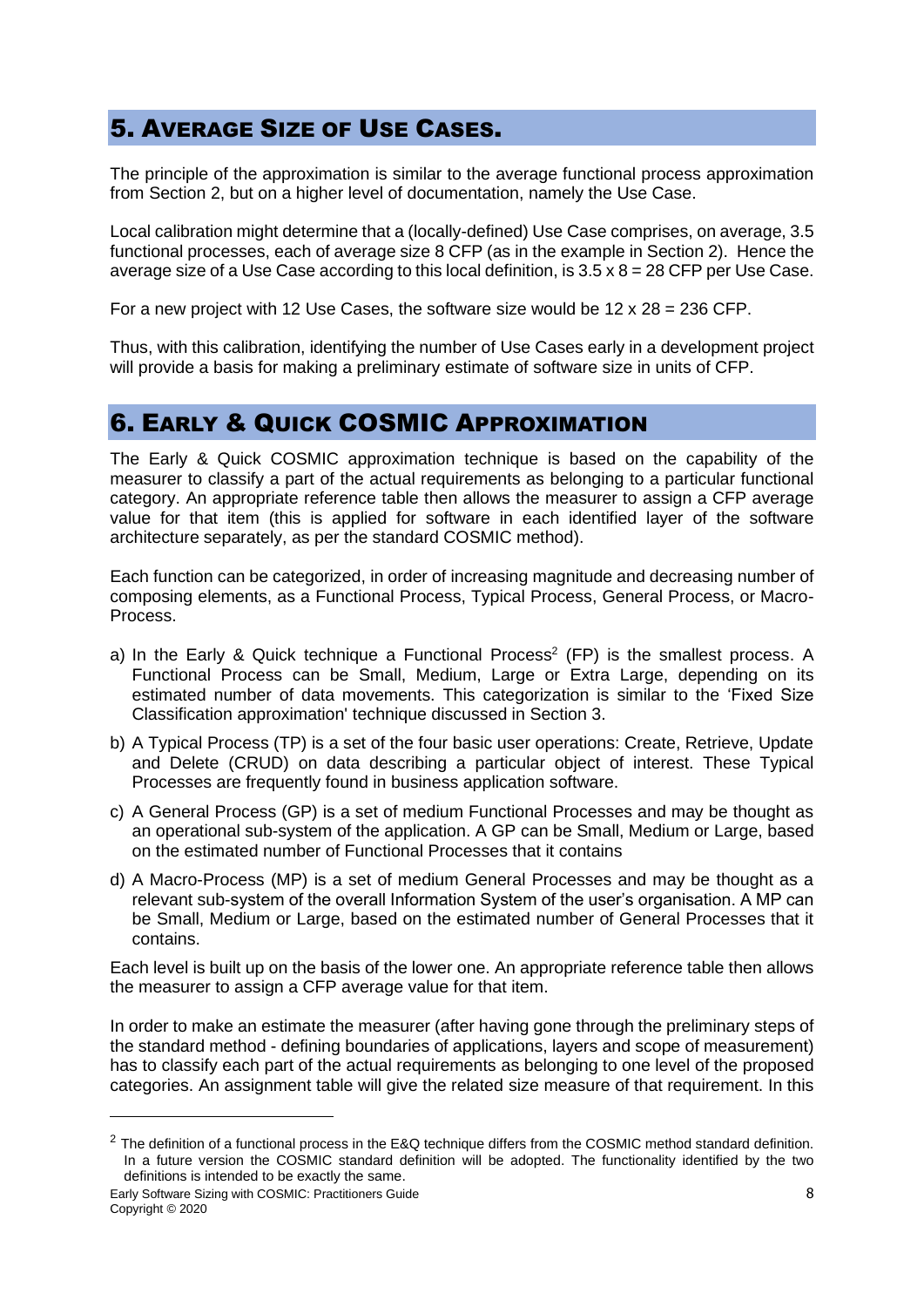## 5. Average Size of Use Cases.

The principle of the approximation is similar to the average functional process approximation from Section 2, but on a higher level of documentation, namely the Use Case.

Local calibration might determine that a (locally-defined) Use Case comprises, on average, 3.5 functional processes, each of average size 8 CFP (as in the example in Section 2). Hence the average size of a Use Case according to this local definition, is 3.5 x 8 = 28 CFP per Use Case.

For a new project with 12 Use Cases, the software size would be 12 x 28 = 236 CFP.

Thus, with this calibration, identifying the number of Use Cases early in a development project will provide a basis for making a preliminary estimate of software size in units of CFP.

## 6. Early & Quick COSMIC Approximation

The Early & Quick COSMIC approximation technique is based on the capability of the measurer to classify a part of the actual requirements as belonging to a particular functional category. An appropriate reference table then allows the measurer to assign a CFP average value for that item (this is applied for software in each identified layer of the software architecture separately, as per the standard COSMIC method).

Each function can be categorized, in order of increasing magnitude and decreasing number of composing elements, as a Functional Process, Typical Process, General Process, or Macro-Process.

a) In the Early & Quick technique a Functional Process[2] (FP) is the smallest process. A Functional Process can be Small, Medium, Large or Extra Large, depending on its estimated number of data movements. This categorization is similar to the 'Fixed Size Classification approximation' technique discussed in Section 3.

b) A Typical Process (TP) is a set of the four basic user operations: Create, Retrieve, Update and Delete (CRUD) on data describing a particular object of interest. These Typical Processes are frequently found in business application software.

c) A General Process (GP) is a set of medium Functional Processes and may be thought as an operational sub-system of the application. A GP can be Small, Medium or Large, based on the estimated number of Functional Processes that it contains

d) A Macro-Process (MP) is a set of medium General Processes and may be thought as a relevant sub-system of the overall Information System of the user's organisation. A MP can be Small, Medium or Large, based on the estimated number of General Processes that it contains.

Each level is built up on the basis of the lower one. An appropriate reference table then allows the measurer to assign a CFP average value for that item.

In order to make an estimate the measurer (after having gone through the preliminary steps of the standard method - defining boundaries of applications, layers and scope of measurement) has to classify each part of the actual requirements as belonging to one level of the proposed categories. An assignment table will give the related size measure of that requirement. In this

[2] The definition of a functional process in the E&Q technique differs from the COSMIC method standard definition. In a future version the COSMIC standard definition will be adopted. The functionality identified by the two definitions is intended to be exactly the same.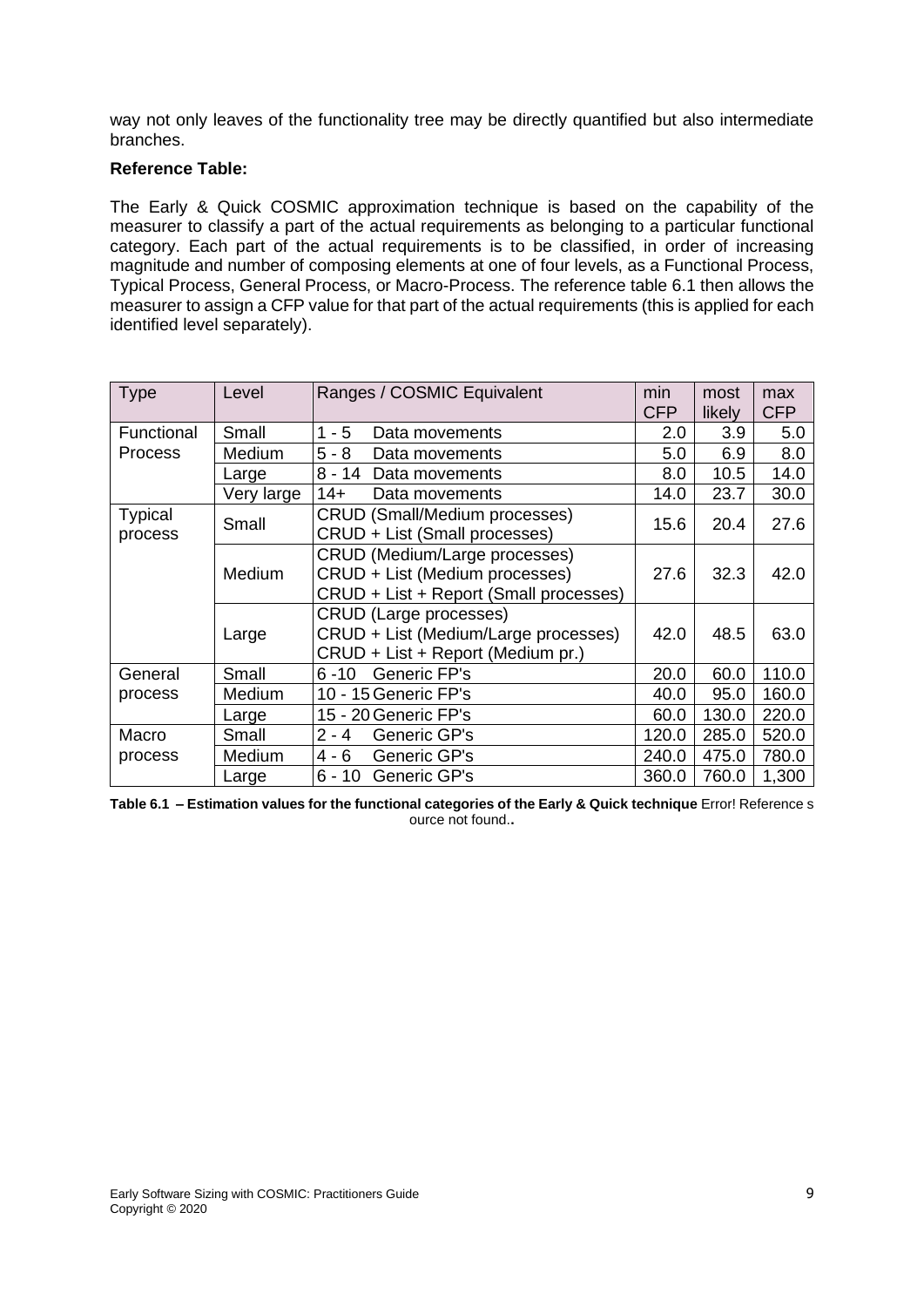way not only leaves of the functionality tree may be directly quantified but also intermediate branches.

**Reference Table:**

The Early & Quick COSMIC approximation technique is based on the capability of the measurer to classify a part of the actual requirements as belonging to a particular functional category. Each part of the actual requirements is to be classified, in order of increasing magnitude and number of composing elements at one of four levels, as a Functional Process, Typical Process, General Process, or Macro-Process. The reference table 6.1 then allows the measurer to assign a CFP value for that part of the actual requirements (this is applied for each identified level separately).

| Type | Level | Ranges / COSMIC Equivalent | min CFP | most likely | max CFP |
|---|---|---|---|---|---|
| Functional Process | Small | 1 - 5 Data movements | 2.0 | 3.9 | 5.0 |
| | Medium | 5 - 8 Data movements | 5.0 | 6.9 | 8.0 |
| | Large | 8 - 14 Data movements | 8.0 | 10.5 | 14.0 |
| | Very large | 14+ Data movements | 14.0 | 23.7 | 30.0 |
| Typical process | Small | CRUD (Small/Medium processes)<br>CRUD + List (Small processes) | 15.6 | 20.4 | 27.6 |
| | Medium | CRUD (Medium/Large processes)<br>CRUD + List (Medium processes)<br>CRUD + List + Report (Small processes) | 27.6 | 32.3 | 42.0 |
| | Large | CRUD (Large processes)<br>CRUD + List (Medium/Large processes)<br>CRUD + List + Report (Medium pr.) | 42.0 | 48.5 | 63.0 |
| General process | Small | 6 -10 Generic FP's | 20.0 | 60.0 | 110.0 |
| | Medium | 10 - 15 Generic FP's | 40.0 | 95.0 | 160.0 |
| | Large | 15 - 20 Generic FP's | 60.0 | 130.0 | 220.0 |
| Macro process | Small | 2 - 4 Generic GP's | 120.0 | 285.0 | 520.0 |
| | Medium | 4 - 6 Generic GP's | 240.0 | 475.0 | 780.0 |
| | Large | 6 - 10 Generic GP's | 360.0 | 760.0 | 1,300 |

**Table 6.1 – Estimation values for the functional categories of the Early & Quick technique** Error! Reference source not found..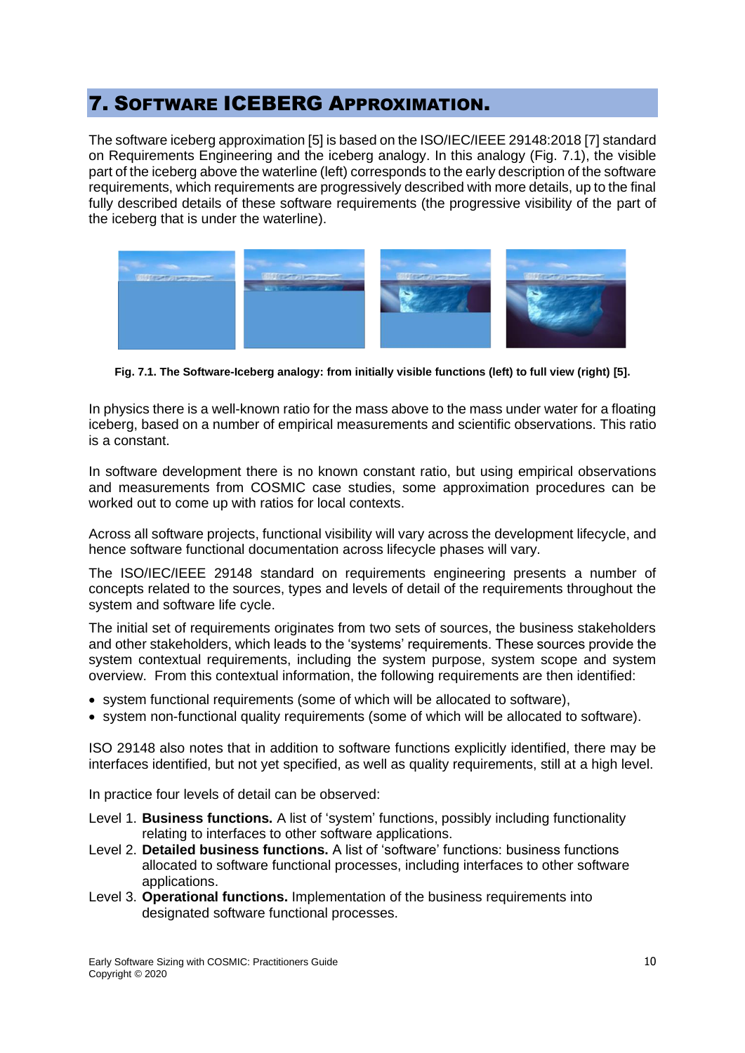# 7. SOFTWARE ICEBERG APPROXIMATION.

The software iceberg approximation [5] is based on the ISO/IEC/IEEE 29148:2018 [7] standard on Requirements Engineering and the iceberg analogy. In this analogy (Fig. 7.1), the visible part of the iceberg above the waterline (left) corresponds to the early description of the software requirements, which requirements are progressively described with more details, up to the final fully described details of these software requirements (the progressive visibility of the part of the iceberg that is under the waterline).

**Fig. 7.1. The Software-Iceberg analogy: from initially visible functions (left) to full view (right) [5].**

In physics there is a well-known ratio for the mass above to the mass under water for a floating iceberg, based on a number of empirical measurements and scientific observations. This ratio is a constant.

In software development there is no known constant ratio, but using empirical observations and measurements from COSMIC case studies, some approximation procedures can be worked out to come up with ratios for local contexts.

Across all software projects, functional visibility will vary across the development lifecycle, and hence software functional documentation across lifecycle phases will vary.

The ISO/IEC/IEEE 29148 standard on requirements engineering presents a number of concepts related to the sources, types and levels of detail of the requirements throughout the system and software life cycle.

The initial set of requirements originates from two sets of sources, the business stakeholders and other stakeholders, which leads to the 'systems' requirements. These sources provide the system contextual requirements, including the system purpose, system scope and system overview. From this contextual information, the following requirements are then identified:

- system functional requirements (some of which will be allocated to software),
- system non-functional quality requirements (some of which will be allocated to software).

ISO 29148 also notes that in addition to software functions explicitly identified, there may be interfaces identified, but not yet specified, as well as quality requirements, still at a high level.

In practice four levels of detail can be observed:

Level 1. **Business functions.** A list of 'system' functions, possibly including functionality relating to interfaces to other software applications.

Level 2. **Detailed business functions.** A list of 'software' functions: business functions allocated to software functional processes, including interfaces to other software applications.

Level 3. **Operational functions.** Implementation of the business requirements into designated software functional processes.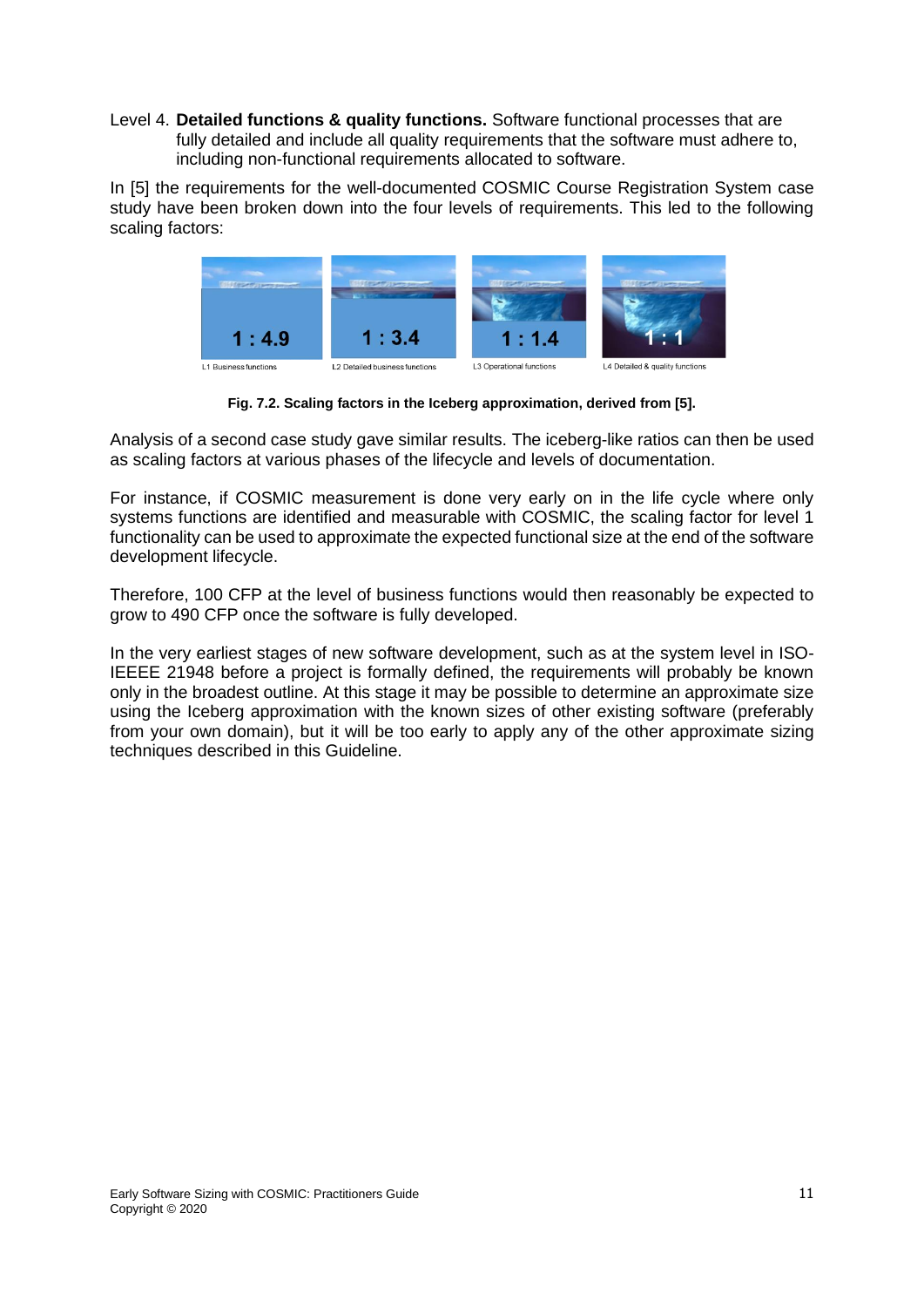Level 4. **Detailed functions & quality functions.** Software functional processes that are fully detailed and include all quality requirements that the software must adhere to, including non-functional requirements allocated to software.

In [5] the requirements for the well-documented COSMIC Course Registration System case study have been broken down into the four levels of requirements. This led to the following scaling factors:

| L1 Business functions | L2 Detailed business functions | L3 Operational functions | L4 Detailed & quality functions |
|---|---|---|---|
| 1 : 4.9 | 1 : 3.4 | 1 : 1.4 | 1 : 1 |

**Fig. 7.2. Scaling factors in the Iceberg approximation, derived from [5].**

Analysis of a second case study gave similar results. The iceberg-like ratios can then be used as scaling factors at various phases of the lifecycle and levels of documentation.

For instance, if COSMIC measurement is done very early on in the life cycle where only systems functions are identified and measurable with COSMIC, the scaling factor for level 1 functionality can be used to approximate the expected functional size at the end of the software development lifecycle.

Therefore, 100 CFP at the level of business functions would then reasonably be expected to grow to 490 CFP once the software is fully developed.

In the very earliest stages of new software development, such as at the system level in ISO-IEEEE 21948 before a project is formally defined, the requirements will probably be known only in the broadest outline. At this stage it may be possible to determine an approximate size using the Iceberg approximation with the known sizes of other existing software (preferably from your own domain), but it will be too early to apply any of the other approximate sizing techniques described in this Guideline.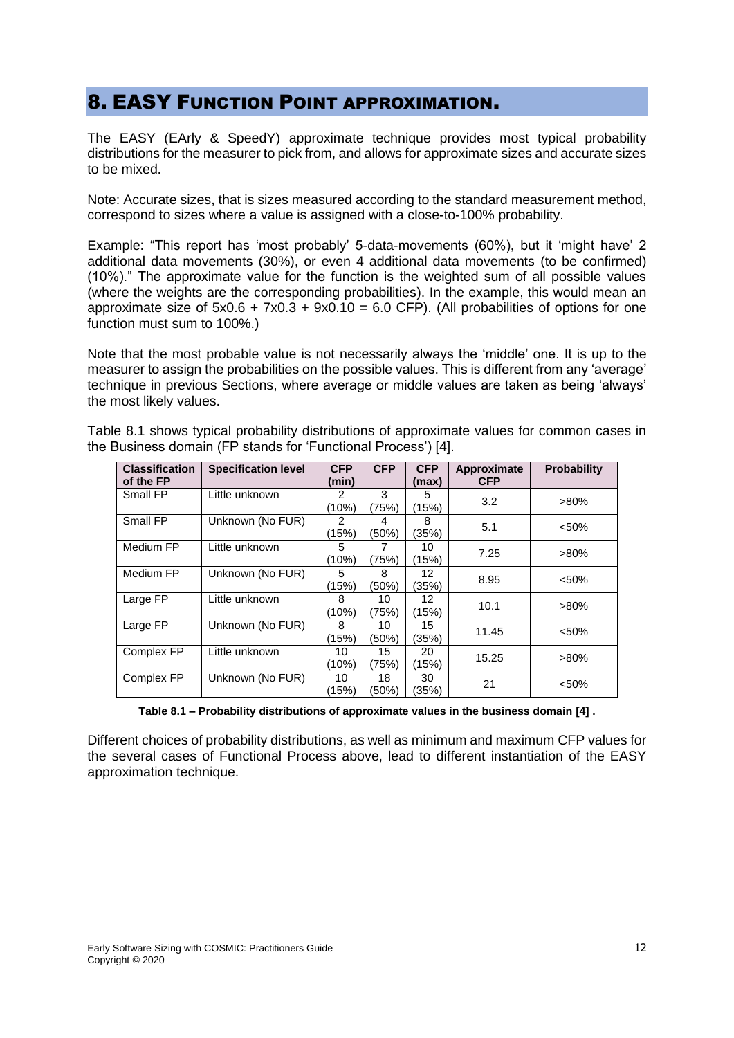# 8. EASY FUNCTION POINT APPROXIMATION.

The EASY (EArly & SpeedY) approximate technique provides most typical probability distributions for the measurer to pick from, and allows for approximate sizes and accurate sizes to be mixed.

Note: Accurate sizes, that is sizes measured according to the standard measurement method, correspond to sizes where a value is assigned with a close-to-100% probability.

Example: "This report has 'most probably' 5-data-movements (60%), but it 'might have' 2 additional data movements (30%), or even 4 additional data movements (to be confirmed) (10%)." The approximate value for the function is the weighted sum of all possible values (where the weights are the corresponding probabilities). In the example, this would mean an approximate size of 5x0.6 + 7x0.3 + 9x0.10 = 6.0 CFP). (All probabilities of options for one function must sum to 100%.)

Note that the most probable value is not necessarily always the 'middle' one. It is up to the measurer to assign the probabilities on the possible values. This is different from any 'average' technique in previous Sections, where average or middle values are taken as being 'always' the most likely values.

Table 8.1 shows typical probability distributions of approximate values for common cases in the Business domain (FP stands for 'Functional Process') [4].

| Classification of the FP | Specification level | CFP (min) | CFP | CFP (max) | Approximate CFP | Probability |
|---|---|---|---|---|---|---|
| Small FP | Little unknown | 2 (10%) | 3 (75%) | 5 (15%) | 3.2 | >80% |
| Small FP | Unknown (No FUR) | 2 (15%) | 4 (50%) | 8 (35%) | 5.1 | <50% |
| Medium FP | Little unknown | 5 (10%) | 7 (75%) | 10 (15%) | 7.25 | >80% |
| Medium FP | Unknown (No FUR) | 5 (15%) | 8 (50%) | 12 (35%) | 8.95 | <50% |
| Large FP | Little unknown | 8 (10%) | 10 (75%) | 12 (15%) | 10.1 | >80% |
| Large FP | Unknown (No FUR) | 8 (15%) | 10 (50%) | 15 (35%) | 11.45 | <50% |
| Complex FP | Little unknown | 10 (10%) | 15 (75%) | 20 (15%) | 15.25 | >80% |
| Complex FP | Unknown (No FUR) | 10 (15%) | 18 (50%) | 30 (35%) | 21 | <50% |

**Table 8.1 – Probability distributions of approximate values in the business domain [4] .**

Different choices of probability distributions, as well as minimum and maximum CFP values for the several cases of Functional Process above, lead to different instantiation of the EASY approximation technique.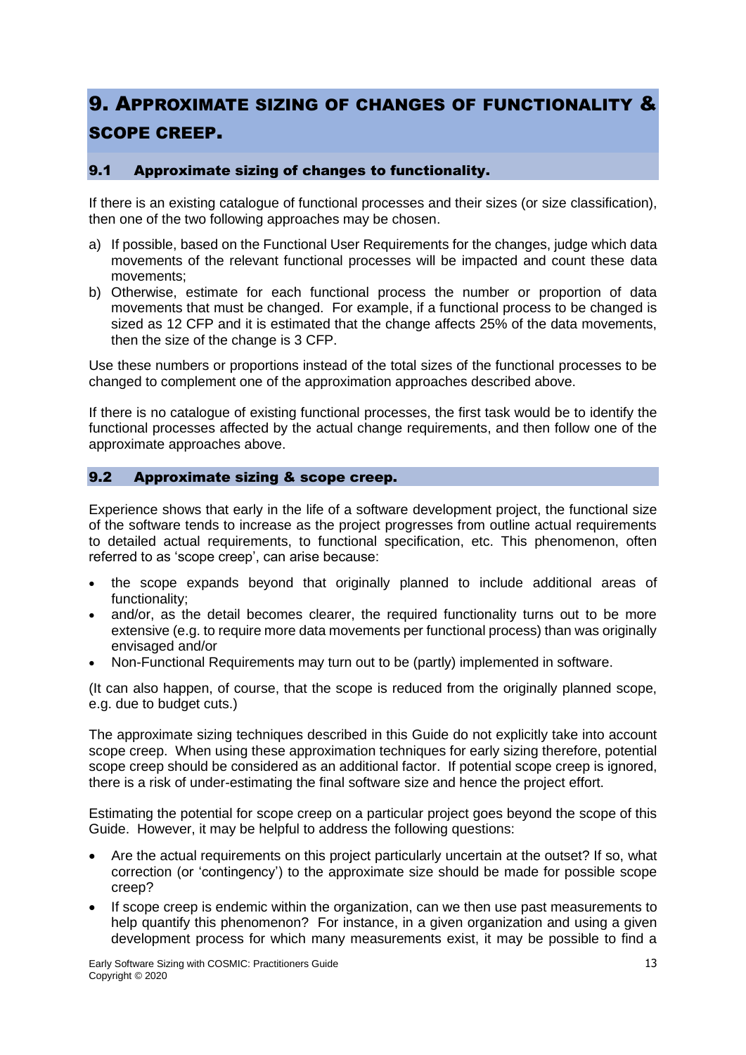# 9. APPROXIMATE SIZING OF CHANGES OF FUNCTIONALITY & SCOPE CREEP.

## 9.1 Approximate sizing of changes to functionality.

If there is an existing catalogue of functional processes and their sizes (or size classification), then one of the two following approaches may be chosen.

a) If possible, based on the Functional User Requirements for the changes, judge which data movements of the relevant functional processes will be impacted and count these data movements;
b) Otherwise, estimate for each functional process the number or proportion of data movements that must be changed. For example, if a functional process to be changed is sized as 12 CFP and it is estimated that the change affects 25% of the data movements, then the size of the change is 3 CFP.

Use these numbers or proportions instead of the total sizes of the functional processes to be changed to complement one of the approximation approaches described above.

If there is no catalogue of existing functional processes, the first task would be to identify the functional processes affected by the actual change requirements, and then follow one of the approximate approaches above.

## 9.2 Approximate sizing & scope creep.

Experience shows that early in the life of a software development project, the functional size of the software tends to increase as the project progresses from outline actual requirements to detailed actual requirements, to functional specification, etc. This phenomenon, often referred to as 'scope creep', can arise because:

- the scope expands beyond that originally planned to include additional areas of functionality;
- and/or, as the detail becomes clearer, the required functionality turns out to be more extensive (e.g. to require more data movements per functional process) than was originally envisaged and/or
- Non-Functional Requirements may turn out to be (partly) implemented in software.

(It can also happen, of course, that the scope is reduced from the originally planned scope, e.g. due to budget cuts.)

The approximate sizing techniques described in this Guide do not explicitly take into account scope creep. When using these approximation techniques for early sizing therefore, potential scope creep should be considered as an additional factor. If potential scope creep is ignored, there is a risk of under-estimating the final software size and hence the project effort.

Estimating the potential for scope creep on a particular project goes beyond the scope of this Guide. However, it may be helpful to address the following questions:

- Are the actual requirements on this project particularly uncertain at the outset? If so, what correction (or 'contingency') to the approximate size should be made for possible scope creep?
- If scope creep is endemic within the organization, can we then use past measurements to help quantify this phenomenon? For instance, in a given organization and using a given development process for which many measurements exist, it may be possible to find a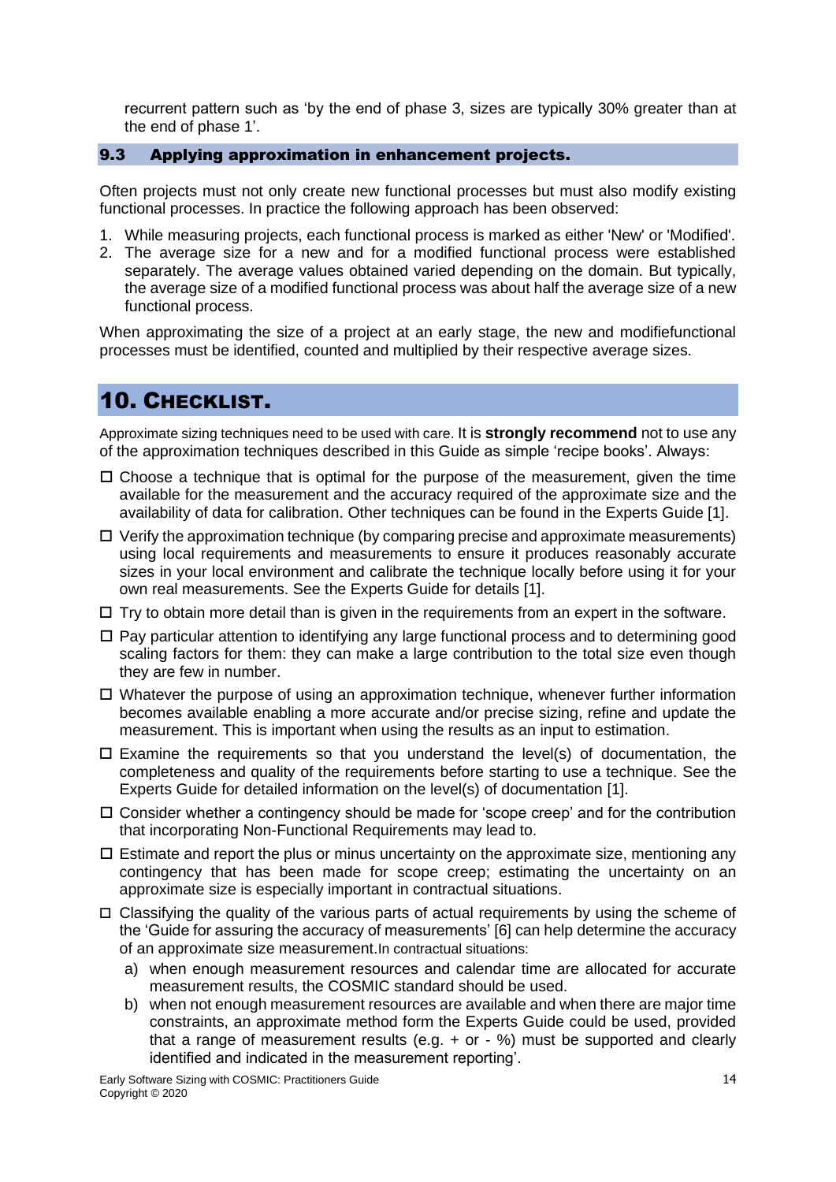recurrent pattern such as 'by the end of phase 3, sizes are typically 30% greater than at the end of phase 1'.

### 9.3 Applying approximation in enhancement projects.

Often projects must not only create new functional processes but must also modify existing functional processes. In practice the following approach has been observed:

1. While measuring projects, each functional process is marked as either 'New' or 'Modified'.
2. The average size for a new and for a modified functional process were established separately. The average values obtained varied depending on the domain. But typically, the average size of a modified functional process was about half the average size of a new functional process.

When approximating the size of a project at an early stage, the new and modifiefunctional processes must be identified, counted and multiplied by their respective average sizes.

## 10. CHECKLIST.

Approximate sizing techniques need to be used with care. It is **strongly recommend** not to use any of the approximation techniques described in this Guide as simple 'recipe books'. Always:

- ☐ Choose a technique that is optimal for the purpose of the measurement, given the time available for the measurement and the accuracy required of the approximate size and the availability of data for calibration. Other techniques can be found in the Experts Guide [1].
- ☐ Verify the approximation technique (by comparing precise and approximate measurements) using local requirements and measurements to ensure it produces reasonably accurate sizes in your local environment and calibrate the technique locally before using it for your own real measurements. See the Experts Guide for details [1].
- ☐ Try to obtain more detail than is given in the requirements from an expert in the software.
- ☐ Pay particular attention to identifying any large functional process and to determining good scaling factors for them: they can make a large contribution to the total size even though they are few in number.
- ☐ Whatever the purpose of using an approximation technique, whenever further information becomes available enabling a more accurate and/or precise sizing, refine and update the measurement. This is important when using the results as an input to estimation.
- ☐ Examine the requirements so that you understand the level(s) of documentation, the completeness and quality of the requirements before starting to use a technique. See the Experts Guide for detailed information on the level(s) of documentation [1].
- ☐ Consider whether a contingency should be made for 'scope creep' and for the contribution that incorporating Non-Functional Requirements may lead to.
- ☐ Estimate and report the plus or minus uncertainty on the approximate size, mentioning any contingency that has been made for scope creep; estimating the uncertainty on an approximate size is especially important in contractual situations.
- ☐ Classifying the quality of the various parts of actual requirements by using the scheme of the 'Guide for assuring the accuracy of measurements' [6] can help determine the accuracy of an approximate size measurement.In contractual situations:
  a) when enough measurement resources and calendar time are allocated for accurate measurement results, the COSMIC standard should be used.
  b) when not enough measurement resources are available and when there are major time constraints, an approximate method form the Experts Guide could be used, provided that a range of measurement results (e.g. + or - %) must be supported and clearly identified and indicated in the measurement reporting'.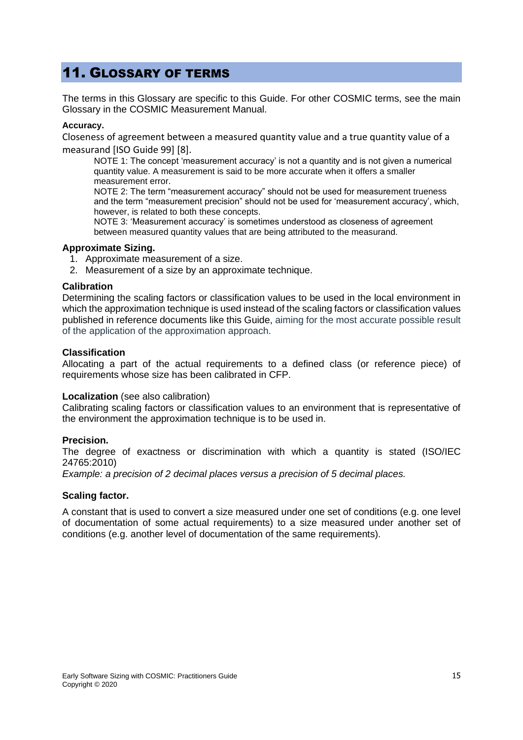# 11. Glossary of terms

The terms in this Glossary are specific to this Guide. For other COSMIC terms, see the main Glossary in the COSMIC Measurement Manual.

**Accuracy.**

Closeness of agreement between a measured quantity value and a true quantity value of a measurand [ISO Guide 99] [8].

> NOTE 1: The concept 'measurement accuracy' is not a quantity and is not given a numerical quantity value. A measurement is said to be more accurate when it offers a smaller measurement error.
>
> NOTE 2: The term "measurement accuracy" should not be used for measurement trueness and the term "measurement precision" should not be used for 'measurement accuracy', which, however, is related to both these concepts.
>
> NOTE 3: 'Measurement accuracy' is sometimes understood as closeness of agreement between measured quantity values that are being attributed to the measurand.

**Approximate Sizing.**

1. Approximate measurement of a size.
2. Measurement of a size by an approximate technique.

**Calibration**

Determining the scaling factors or classification values to be used in the local environment in which the approximation technique is used instead of the scaling factors or classification values published in reference documents like this Guide, aiming for the most accurate possible result of the application of the approximation approach.

**Classification**

Allocating a part of the actual requirements to a defined class (or reference piece) of requirements whose size has been calibrated in CFP.

**Localization** (see also calibration)

Calibrating scaling factors or classification values to an environment that is representative of the environment the approximation technique is to be used in.

**Precision.**

The degree of exactness or discrimination with which a quantity is stated (ISO/IEC 24765:2010)

*Example: a precision of 2 decimal places versus a precision of 5 decimal places.*

**Scaling factor.**

A constant that is used to convert a size measured under one set of conditions (e.g. one level of documentation of some actual requirements) to a size measured under another set of conditions (e.g. another level of documentation of the same requirements).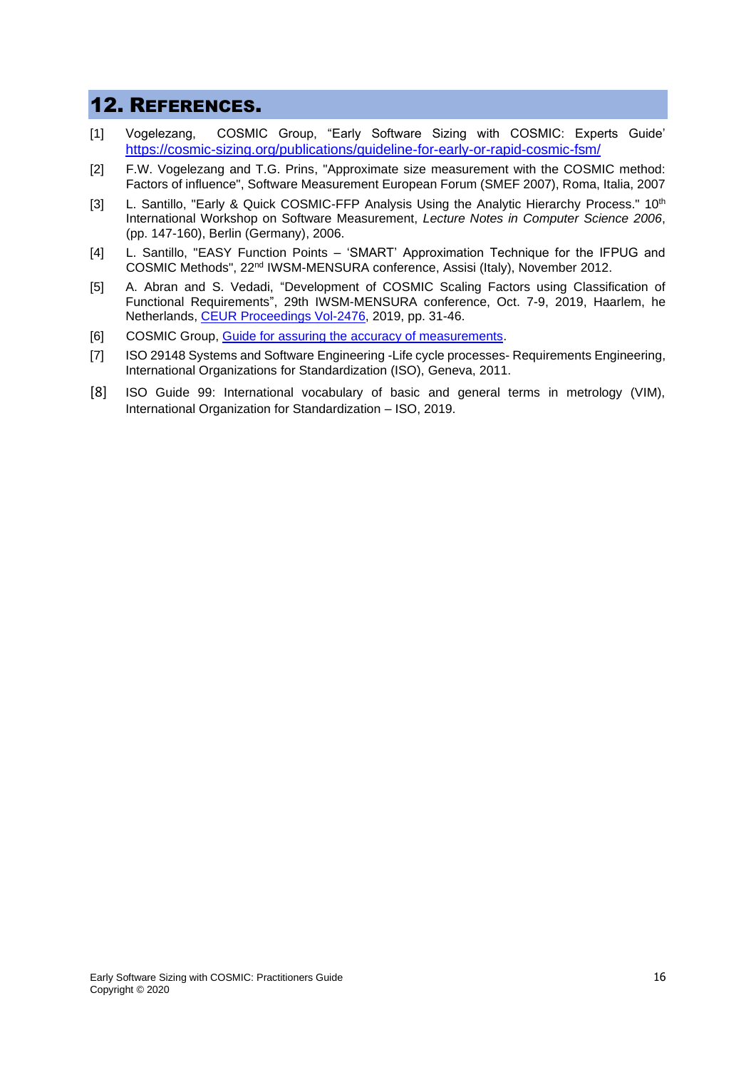## 12. REFERENCES.

[1] Vogelezang, COSMIC Group, "Early Software Sizing with COSMIC: Experts Guide' https://cosmic-sizing.org/publications/guideline-for-early-or-rapid-cosmic-fsm/

[2] F.W. Vogelezang and T.G. Prins, "Approximate size measurement with the COSMIC method: Factors of influence", Software Measurement European Forum (SMEF 2007), Roma, Italia, 2007

[3] L. Santillo, "Early & Quick COSMIC-FFP Analysis Using the Analytic Hierarchy Process." 10th International Workshop on Software Measurement, *Lecture Notes in Computer Science 2006*, (pp. 147-160), Berlin (Germany), 2006.

[4] L. Santillo, "EASY Function Points – 'SMART' Approximation Technique for the IFPUG and COSMIC Methods", 22nd IWSM-MENSURA conference, Assisi (Italy), November 2012.

[5] A. Abran and S. Vedadi, "Development of COSMIC Scaling Factors using Classification of Functional Requirements", 29th IWSM-MENSURA conference, Oct. 7-9, 2019, Haarlem, he Netherlands, CEUR Proceedings Vol-2476, 2019, pp. 31-46.

[6] COSMIC Group, Guide for assuring the accuracy of measurements.

[7] ISO 29148 Systems and Software Engineering -Life cycle processes- Requirements Engineering, International Organizations for Standardization (ISO), Geneva, 2011.

[8] ISO Guide 99: International vocabulary of basic and general terms in metrology (VIM), International Organization for Standardization – ISO, 2019.